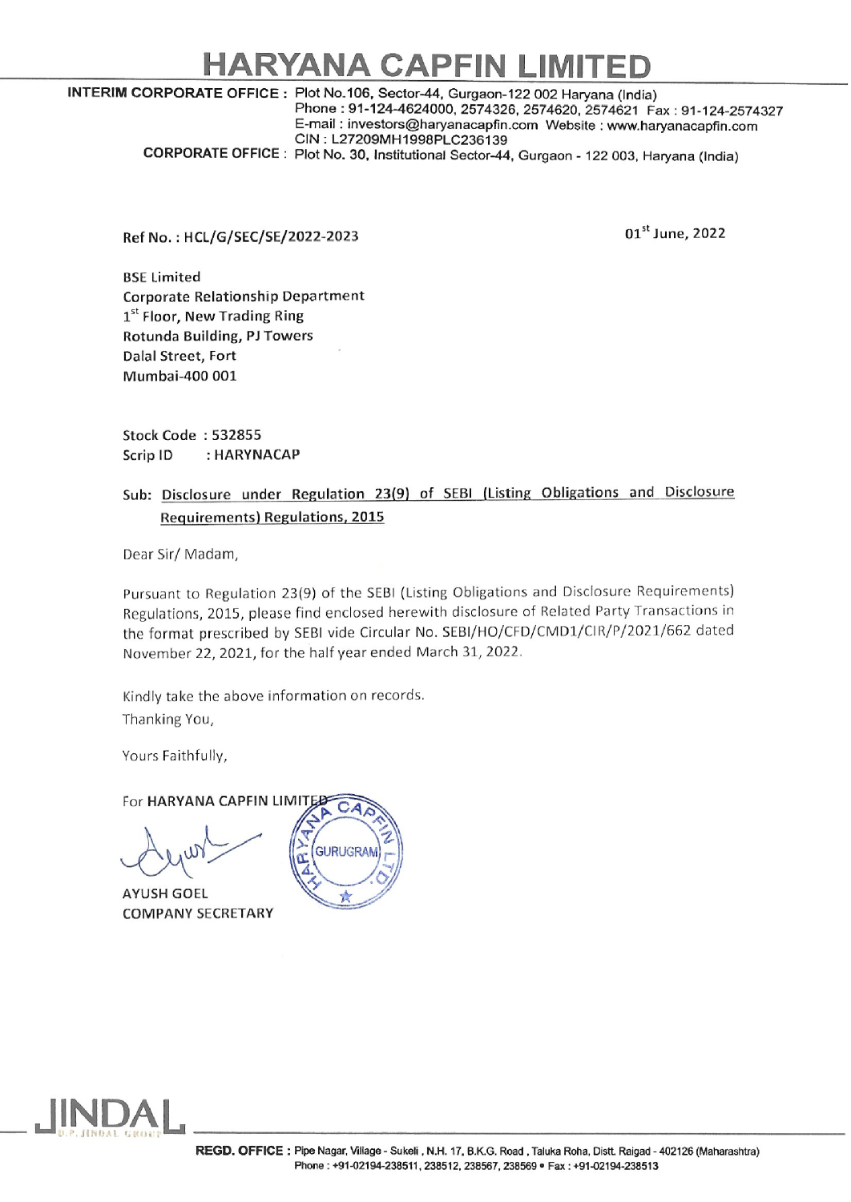# HARYANA CAPFIN LIMITED

**INTERIM CORPORATE OFFICE :** Plot No.106, Sector-44, Gurgaon-122 002 Haryana (India)
Phone : 91-124-4624000, 2574326, 2574620, 2574621 Fax : 91-124-2574327
E-mail : investors@haryanacapfin.com Website : www.haryanacapfin.com
CIN : L27209MH1998PLC236139

**CORPORATE OFFICE :** Plot No. 30, Institutional Sector-44, Gurgaon - 122 003, Haryana (India)

Ref No. : HCL/G/SEC/SE/2022-2023

01st June, 2022

BSE Limited
Corporate Relationship Department
1st Floor, New Trading Ring
Rotunda Building, PJ Towers
Dalal Street, Fort
Mumbai-400 001

Stock Code : 532855
Scrip ID : HARYNACAP

Sub: Disclosure under Regulation 23(9) of SEBI (Listing Obligations and Disclosure Requirements) Regulations, 2015

Dear Sir/ Madam,

Pursuant to Regulation 23(9) of the SEBI (Listing Obligations and Disclosure Requirements) Regulations, 2015, please find enclosed herewith disclosure of Related Party Transactions in the format prescribed by SEBI vide Circular No. SEBI/HO/CFD/CMD1/CIR/P/2021/662 dated November 22, 2021, for the half year ended March 31, 2022.

Kindly take the above information on records.

Thanking You,

Yours Faithfully,

For **HARYANA CAPFIN LIMITED**

AYUSH GOEL
COMPANY SECRETARY

**REGD. OFFICE :** Pipe Nagar, Village - Sukeli , N.H. 17, B.K.G. Road , Taluka Roha, Distt. Raigad - 402126 (Maharashtra)
Phone : +91-02194-238511, 238512, 238567, 238569 • Fax : +91-02194-238513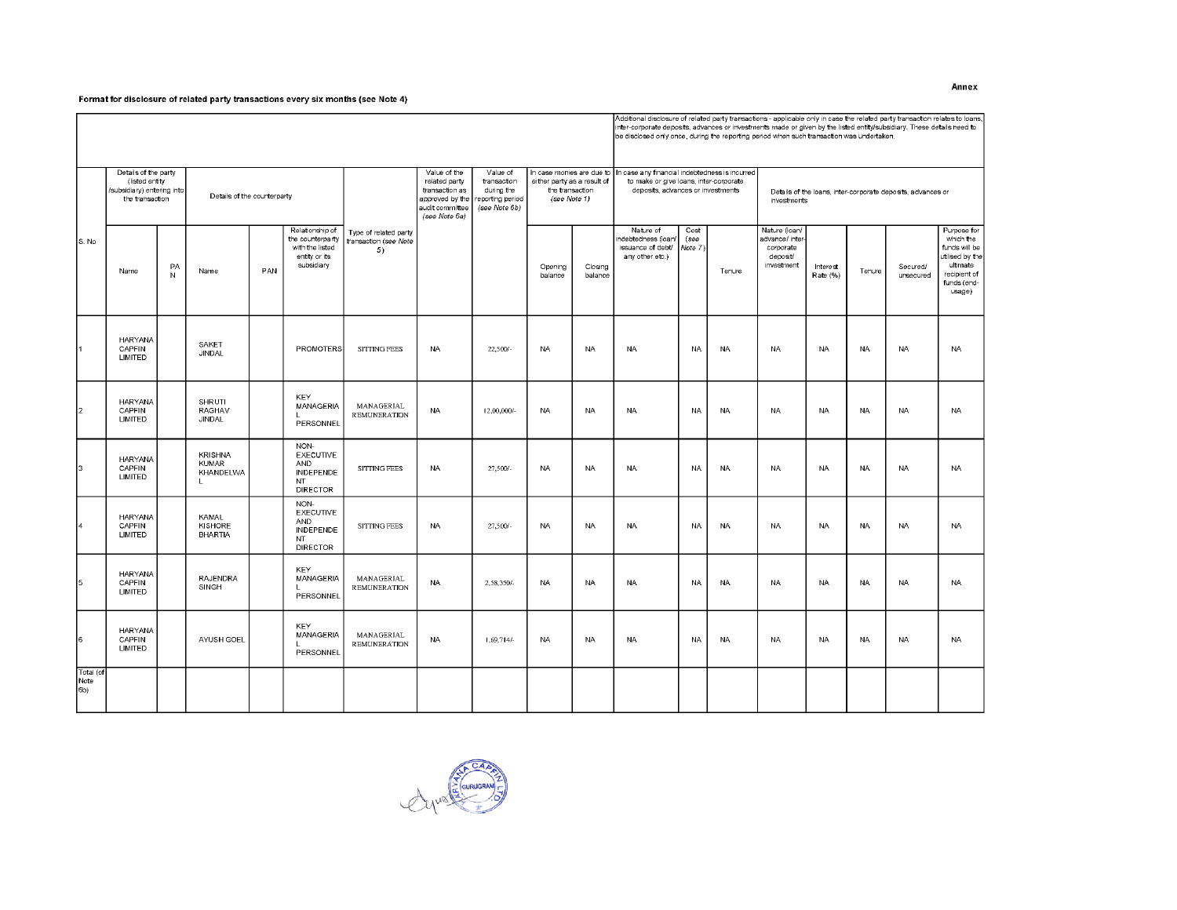Annex

**Format for disclosure of related party transactions every six months (see Note 4)**

| | | | | | | | | | | | | | | | | | | | |
|---|---|---|---|---|---|---|---|---|---|---|---|---|---|---|---|---|---|---|---|
| | | | | | | | | | | | Additional disclosure of related party transactions - applicable only in case the related party transaction relates to loans, inter-corporate deposits, advances or investments made or given by the listed entity/subsidiary. These details need to be disclosed only once, during the reporting period when such transaction was undertaken. | | | | | | | | |
| | Details of the party (listed entity /subsidiary) entering into the transaction | | Details of the counterparty | | | | Value of the related party transaction as approved by the audit committee (see Note 6a) | Value of transaction during the reporting period (see Note 6b) | In case monies are due to either party as a result of the transaction (see Note 1) | | In case any financial indebtedness is incurred to make or give loans, inter-corporate deposits, advances or investments | | | Details of the loans, inter-corporate deposits, advances or investments | | | | | |
| S. No | Name | PAN | Name | PAN | Relationship of the counterparty with the listed entity or its subsidiary | Type of related party transaction (see Note 5) | | | Opening balance | Closing balance | Nature of indebtedness (loan/ issuance of debt/ any other etc.) | Cost (see Note 7) | Tenure | Nature (loan/ advance/ inter-corporate deposit/ investment | Interest Rate (%) | Tenure | Secured/ unsecured | Purpose for which the funds will be utilised by the ultimate recipient of funds (end-usage) |
| 1 | HARYANA CAPFIN LIMITED | | SAKET JINDAL | | PROMOTERS | SITTING FEES | NA | 22,500/- | NA | NA | NA | NA | NA | NA | NA | NA | NA | NA |
| 2 | HARYANA CAPFIN LIMITED | | SHRUTI RAGHAV JINDAL | | KEY MANAGERIAL PERSONNEL | MANAGERIAL REMUNERATION | NA | 12,00,000/- | NA | NA | NA | NA | NA | NA | NA | NA | NA | NA |
| 3 | HARYANA CAPFIN LIMITED | | KRISHNA KUMAR KHANDELWAL | | NON-EXECUTIVE AND INDEPENDENT DIRECTOR | SITTING FEES | NA | 27,500/- | NA | NA | NA | NA | NA | NA | NA | NA | NA | NA |
| 4 | HARYANA CAPFIN LIMITED | | KAMAL KISHORE BHARTIA | | NON-EXECUTIVE AND INDEPENDENT DIRECTOR | SITTING FEES | NA | 27,500/- | NA | NA | NA | NA | NA | NA | NA | NA | NA | NA |
| 5 | HARYANA CAPFIN LIMITED | | RAJENDRA SINGH | | KEY MANAGERIAL PERSONNEL | MANAGERIAL REMUNERATION | NA | 2,58,350/- | NA | NA | NA | NA | NA | NA | NA | NA | NA | NA |
| 6 | HARYANA CAPFIN LIMITED | | AYUSH GOEL | | KEY MANAGERIAL PERSONNEL | MANAGERIAL REMUNERATION | NA | 1,69,714/- | NA | NA | NA | NA | NA | NA | NA | NA | NA | NA |
| Total (of Note 6b) | | | | | | | | | | | | | | | | | | |

HARYANA CAPFIN LTD GURUGRAM